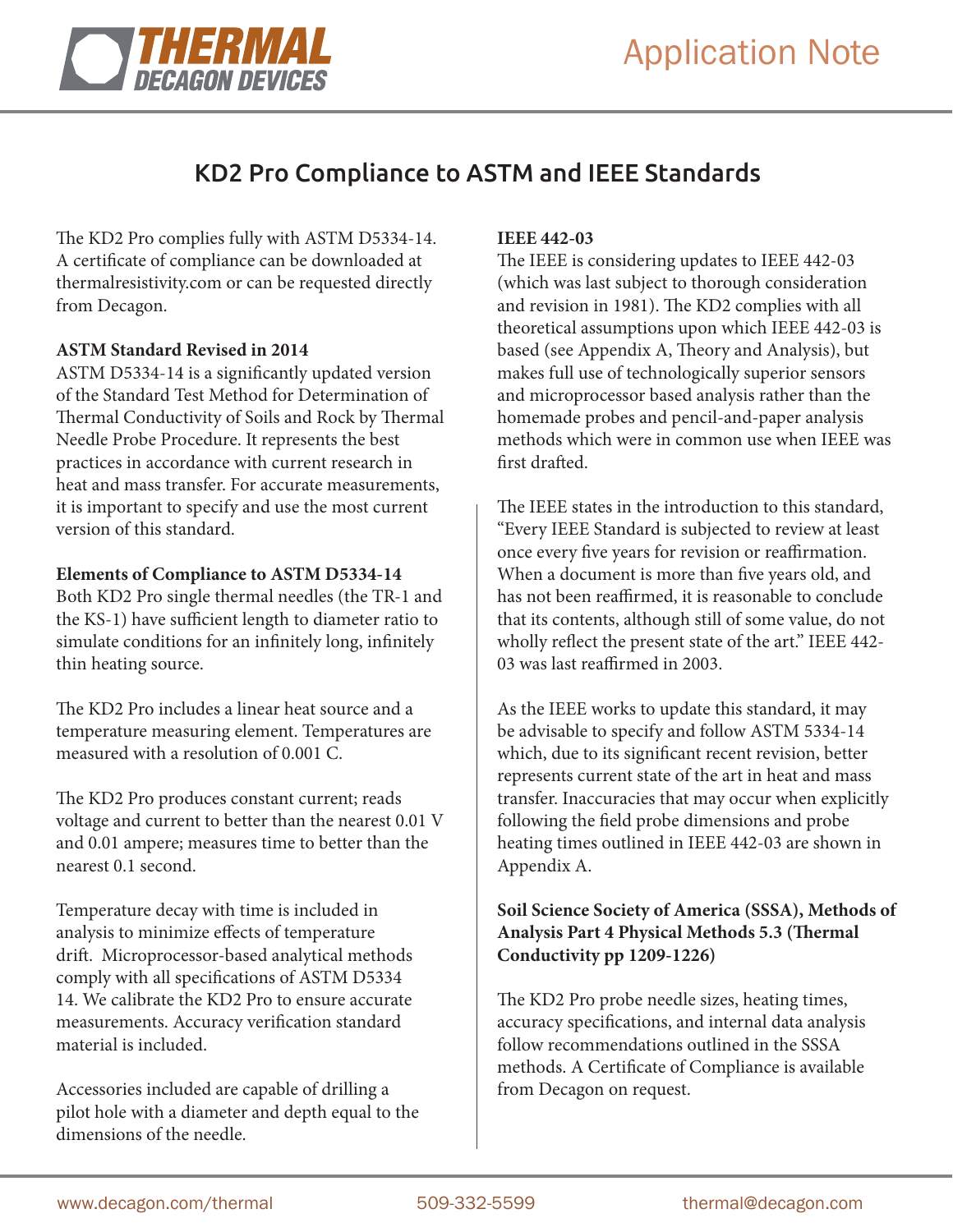# KD2 Pro Compliance to ASTM and IEEE Standards

The KD2 Pro complies fully with ASTM D5334-14. A certificate of compliance can be downloaded at thermalresistivity.com or can be requested directly from Decagon.

**ASTM Standard Revised in 2014**

ASTM D5334-14 is a significantly updated version of the Standard Test Method for Determination of Thermal Conductivity of Soils and Rock by Thermal Needle Probe Procedure. It represents the best practices in accordance with current research in heat and mass transfer. For accurate measurements, it is important to specify and use the most current version of this standard.

**Elements of Compliance to ASTM D5334-14**

Both KD2 Pro single thermal needles (the TR-1 and the KS-1) have sufficient length to diameter ratio to simulate conditions for an infinitely long, infinitely thin heating source.

The KD2 Pro includes a linear heat source and a temperature measuring element. Temperatures are measured with a resolution of 0.001 C.

The KD2 Pro produces constant current; reads voltage and current to better than the nearest 0.01 V and 0.01 ampere; measures time to better than the nearest 0.1 second.

Temperature decay with time is included in analysis to minimize effects of temperature drift. Microprocessor-based analytical methods comply with all specifications of ASTM D5334 14. We calibrate the KD2 Pro to ensure accurate measurements. Accuracy verification standard material is included.

Accessories included are capable of drilling a pilot hole with a diameter and depth equal to the dimensions of the needle.

**IEEE 442-03**

The IEEE is considering updates to IEEE 442-03 (which was last subject to thorough consideration and revision in 1981). The KD2 complies with all theoretical assumptions upon which IEEE 442-03 is based (see Appendix A, Theory and Analysis), but makes full use of technologically superior sensors and microprocessor based analysis rather than the homemade probes and pencil-and-paper analysis methods which were in common use when IEEE was first drafted.

The IEEE states in the introduction to this standard, "Every IEEE Standard is subjected to review at least once every five years for revision or reaffirmation. When a document is more than five years old, and has not been reaffirmed, it is reasonable to conclude that its contents, although still of some value, do not wholly reflect the present state of the art." IEEE 442-03 was last reaffirmed in 2003.

As the IEEE works to update this standard, it may be advisable to specify and follow ASTM 5334-14 which, due to its significant recent revision, better represents current state of the art in heat and mass transfer. Inaccuracies that may occur when explicitly following the field probe dimensions and probe heating times outlined in IEEE 442-03 are shown in Appendix A.

**Soil Science Society of America (SSSA), Methods of Analysis Part 4 Physical Methods 5.3 (Thermal Conductivity pp 1209-1226)**

The KD2 Pro probe needle sizes, heating times, accuracy specifications, and internal data analysis follow recommendations outlined in the SSSA methods. A Certificate of Compliance is available from Decagon on request.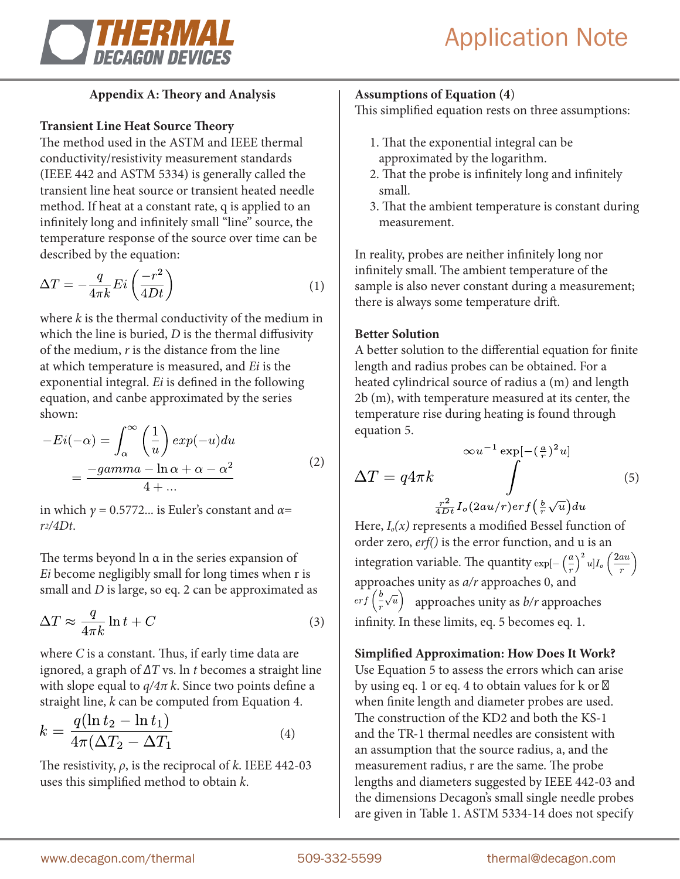## Appendix A: Theory and Analysis

### Transient Line Heat Source Theory

The method used in the ASTM and IEEE thermal conductivity/resistivity measurement standards (IEEE 442 and ASTM 5334) is generally called the transient line heat source or transient heated needle method. If heat at a constant rate, q is applied to an infinitely long and infinitely small "line" source, the temperature response of the source over time can be described by the equation:

$$\Delta T = -\frac{q}{4\pi k} Ei\left(\frac{-r^2}{4Dt}\right) \tag{1}$$

where $k$ is the thermal conductivity of the medium in which the line is buried, $D$ is the thermal diffusivity of the medium, $r$ is the distance from the line at which temperature is measured, and $Ei$ is the exponential integral. $Ei$ is defined in the following equation, and canbe approximated by the series shown:

$$\begin{aligned} -Ei(-\alpha) &= \int_{\alpha}^{\infty} \left(\frac{1}{u}\right) exp(-u) du \\ &= \frac{-gamma - \ln\alpha + \alpha - \alpha^2}{4 + \ldots} \end{aligned} \tag{2}$$

in which $\gamma = 0.5772\ldots$ is Euler's constant and $\alpha = r^2/4Dt$.

The terms beyond ln α in the series expansion of $Ei$ become negligibly small for long times when r is small and $D$ is large, so eq. 2 can be approximated as

$$\Delta T \approx \frac{q}{4\pi k} \ln t + C \tag{3}$$

where $C$ is a constant. Thus, if early time data are ignored, a graph of $\Delta T$ vs. ln $t$ becomes a straight line with slope equal to $q/4\pi k$. Since two points define a straight line, $k$ can be computed from Equation 4.

$$k = \frac{q(\ln t_2 - \ln t_1)}{4\pi(\Delta T_2 - \Delta T_1)} \tag{4}$$

The resistivity, $\rho$, is the reciprocal of $k$. IEEE 442-03 uses this simplified method to obtain $k$.

### Assumptions of Equation (4)

This simplified equation rests on three assumptions:

1. That the exponential integral can be approximated by the logarithm.
2. That the probe is infinitely long and infinitely small.
3. That the ambient temperature is constant during measurement.

In reality, probes are neither infinitely long nor infinitely small. The ambient temperature of the sample is also never constant during a measurement; there is always some temperature drift.

### Better Solution

A better solution to the differential equation for finite length and radius probes can be obtained. For a heated cylindrical source of radius a (m) and length 2b (m), with temperature measured at its center, the temperature rise during heating is found through equation 5.

$$\Delta T = q4\pi k \int_{\frac{r^2}{4Dt} I_o(2au/r) erf\left(\frac{b}{r}\sqrt{u}\right) du}^{\infty u^{-1} \exp[-(\frac{a}{r})^2 u]} \tag{5}$$

Here, $I_o(x)$ represents a modified Bessel function of order zero, *erf()* is the error function, and u is an integration variable. The quantity $\exp[-\left(\frac{a}{r}\right)^2 u] I_o\left(\frac{2au}{r}\right)$ approaches unity as $a/r$ approaches 0, and $erf\left(\frac{b}{r}\sqrt{u}\right)$ approaches unity as $b/r$ approaches infinity. In these limits, eq. 5 becomes eq. 1.

### Simplified Approximation: How Does It Work?

Use Equation 5 to assess the errors which can arise by using eq. 1 or eq. 4 to obtain values for k or ρ when finite length and diameter probes are used. The construction of the KD2 and both the KS-1 and the TR-1 thermal needles are consistent with an assumption that the source radius, a, and the measurement radius, r are the same. The probe lengths and diameters suggested by IEEE 442-03 and the dimensions Decagon's small single needle probes are given in Table 1. ASTM 5334-14 does not specify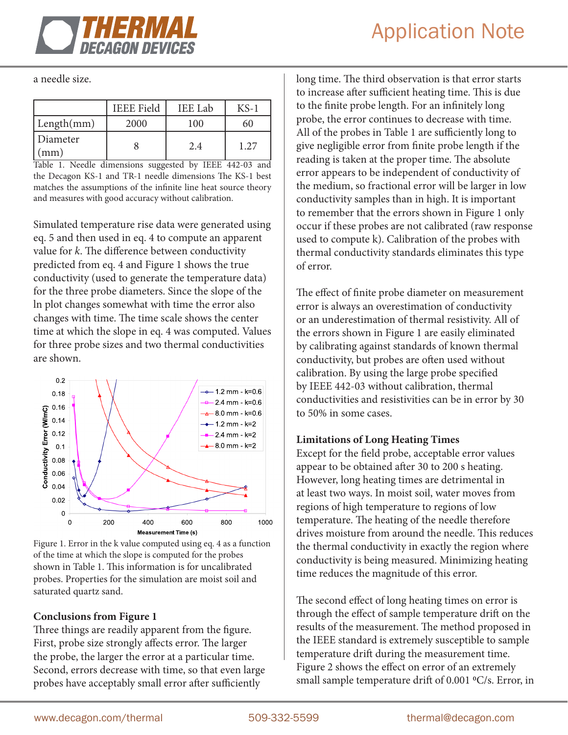a needle size.

|  | IEEE Field | IEE Lab | KS-1 |
|---|---|---|---|
| Length(mm) | 2000 | 100 | 60 |
| Diameter (mm) | 8 | 2.4 | 1.27 |

Table 1. Needle dimensions suggested by IEEE 442-03 and the Decagon KS-1 and TR-1 needle dimensions The KS-1 best matches the assumptions of the infinite line heat source theory and measures with good accuracy without calibration.

Simulated temperature rise data were generated using eq. 5 and then used in eq. 4 to compute an apparent value for *k*. The difference between conductivity predicted from eq. 4 and Figure 1 shows the true conductivity (used to generate the temperature data) for the three probe diameters. Since the slope of the ln plot changes somewhat with time the error also changes with time. The time scale shows the center time at which the slope in eq. 4 was computed. Values for three probe sizes and two thermal conductivities are shown.

Figure 1. Error in the k value computed using eq. 4 as a function of the time at which the slope is computed for the probes shown in Table 1. This information is for uncalibrated probes. Properties for the simulation are moist soil and saturated quartz sand.

**Conclusions from Figure 1**

Three things are readily apparent from the figure. First, probe size strongly affects error. The larger the probe, the larger the error at a particular time. Second, errors decrease with time, so that even large probes have acceptably small error after sufficiently long time. The third observation is that error starts to increase after sufficient heating time. This is due to the finite probe length. For an infinitely long probe, the error continues to decrease with time. All of the probes in Table 1 are sufficiently long to give negligible error from finite probe length if the reading is taken at the proper time. The absolute error appears to be independent of conductivity of the medium, so fractional error will be larger in low conductivity samples than in high. It is important to remember that the errors shown in Figure 1 only occur if these probes are not calibrated (raw response used to compute k). Calibration of the probes with thermal conductivity standards eliminates this type of error.

The effect of finite probe diameter on measurement error is always an overestimation of conductivity or an underestimation of thermal resistivity. All of the errors shown in Figure 1 are easily eliminated by calibrating against standards of known thermal conductivity, but probes are often used without calibration. By using the large probe specified by IEEE 442-03 without calibration, thermal conductivities and resistivities can be in error by 30 to 50% in some cases.

**Limitations of Long Heating Times**

Except for the field probe, acceptable error values appear to be obtained after 30 to 200 s heating. However, long heating times are detrimental in at least two ways. In moist soil, water moves from regions of high temperature to regions of low temperature. The heating of the needle therefore drives moisture from around the needle. This reduces the thermal conductivity in exactly the region where conductivity is being measured. Minimizing heating time reduces the magnitude of this error.

The second effect of long heating times on error is through the effect of sample temperature drift on the results of the measurement. The method proposed in the IEEE standard is extremely susceptible to sample temperature drift during the measurement time. Figure 2 shows the effect on error of an extremely small sample temperature drift of 0.001 ºC/s. Error, in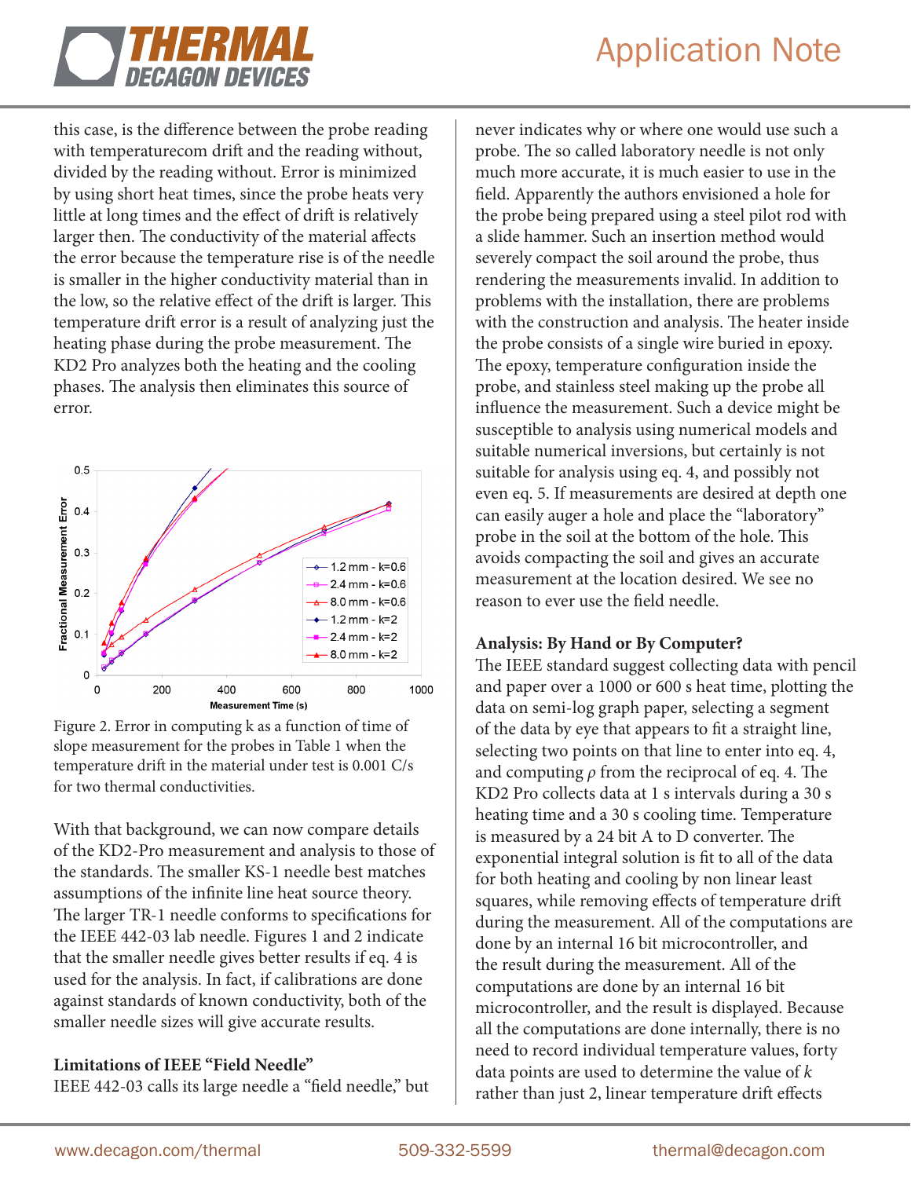this case, is the difference between the probe reading with temperaturecom drift and the reading without, divided by the reading without. Error is minimized by using short heat times, since the probe heats very little at long times and the effect of drift is relatively larger then. The conductivity of the material affects the error because the temperature rise is of the needle is smaller in the higher conductivity material than in the low, so the relative effect of the drift is larger. This temperature drift error is a result of analyzing just the heating phase during the probe measurement. The KD2 Pro analyzes both the heating and the cooling phases. The analysis then eliminates this source of error.

Figure 2. Error in computing k as a function of time of slope measurement for the probes in Table 1 when the temperature drift in the material under test is 0.001 C/s for two thermal conductivities.

With that background, we can now compare details of the KD2-Pro measurement and analysis to those of the standards. The smaller KS-1 needle best matches assumptions of the infinite line heat source theory. The larger TR-1 needle conforms to specifications for the IEEE 442-03 lab needle. Figures 1 and 2 indicate that the smaller needle gives better results if eq. 4 is used for the analysis. In fact, if calibrations are done against standards of known conductivity, both of the smaller needle sizes will give accurate results.

**Limitations of IEEE "Field Needle"**

IEEE 442-03 calls its large needle a "field needle," but never indicates why or where one would use such a probe. The so called laboratory needle is not only much more accurate, it is much easier to use in the field. Apparently the authors envisioned a hole for the probe being prepared using a steel pilot rod with a slide hammer. Such an insertion method would severely compact the soil around the probe, thus rendering the measurements invalid. In addition to problems with the installation, there are problems with the construction and analysis. The heater inside the probe consists of a single wire buried in epoxy. The epoxy, temperature configuration inside the probe, and stainless steel making up the probe all influence the measurement. Such a device might be susceptible to analysis using numerical models and suitable numerical inversions, but certainly is not suitable for analysis using eq. 4, and possibly not even eq. 5. If measurements are desired at depth one can easily auger a hole and place the "laboratory" probe in the soil at the bottom of the hole. This avoids compacting the soil and gives an accurate measurement at the location desired. We see no reason to ever use the field needle.

**Analysis: By Hand or By Computer?**

The IEEE standard suggest collecting data with pencil and paper over a 1000 or 600 s heat time, plotting the data on semi-log graph paper, selecting a segment of the data by eye that appears to fit a straight line, selecting two points on that line to enter into eq. 4, and computing $\rho$ from the reciprocal of eq. 4. The KD2 Pro collects data at 1 s intervals during a 30 s heating time and a 30 s cooling time. Temperature is measured by a 24 bit A to D converter. The exponential integral solution is fit to all of the data for both heating and cooling by non linear least squares, while removing effects of temperature drift during the measurement. All of the computations are done by an internal 16 bit microcontroller, and the result during the measurement. All of the computations are done by an internal 16 bit microcontroller, and the result is displayed. Because all the computations are done internally, there is no need to record individual temperature values, forty data points are used to determine the value of $k$ rather than just 2, linear temperature drift effects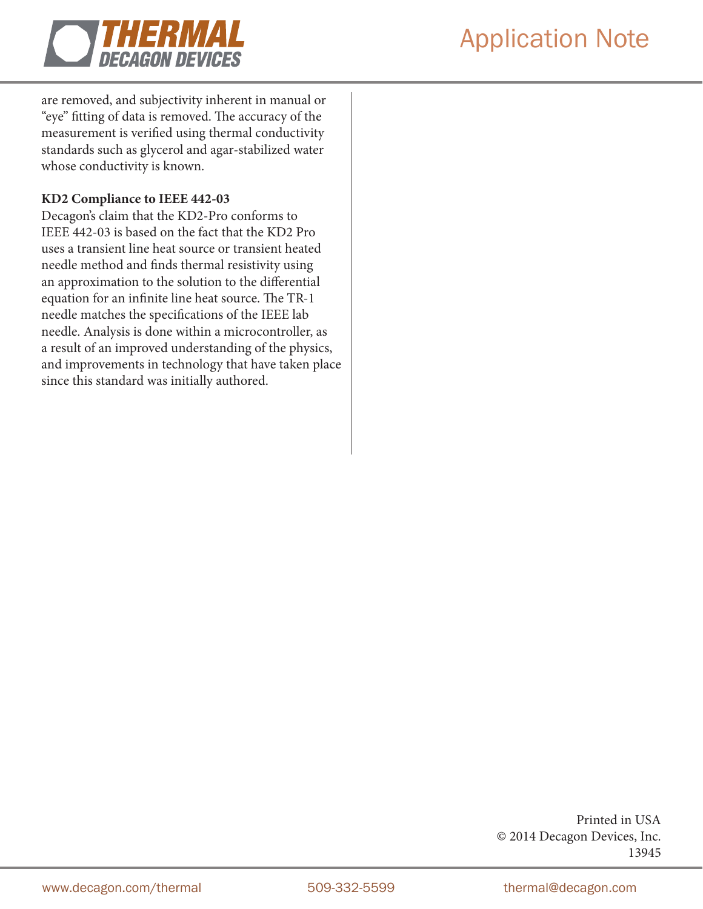are removed, and subjectivity inherent in manual or "eye" fitting of data is removed. The accuracy of the measurement is verified using thermal conductivity standards such as glycerol and agar-stabilized water whose conductivity is known.

**KD2 Compliance to IEEE 442-03**

Decagon's claim that the KD2-Pro conforms to IEEE 442-03 is based on the fact that the KD2 Pro uses a transient line heat source or transient heated needle method and finds thermal resistivity using an approximation to the solution to the differential equation for an infinite line heat source. The TR-1 needle matches the specifications of the IEEE lab needle. Analysis is done within a microcontroller, as a result of an improved understanding of the physics, and improvements in technology that have taken place since this standard was initially authored.

Printed in USA
© 2014 Decagon Devices, Inc.
13945